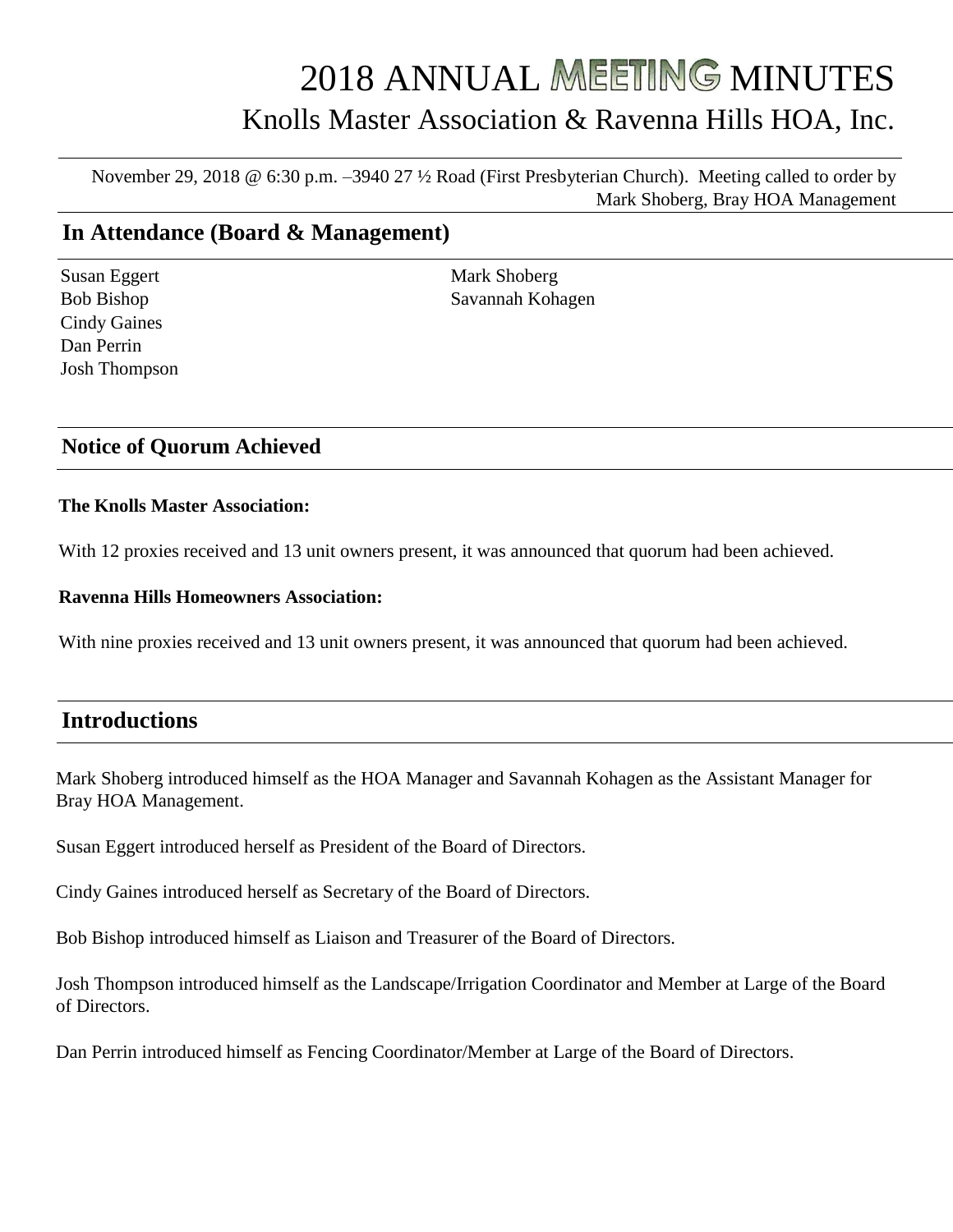# 2018 ANNUAL MEETING MINUTES

## Knolls Master Association & Ravenna Hills HOA, Inc.

November 29, 2018 @ 6:30 p.m. –3940 27 ½ Road (First Presbyterian Church). Meeting called to order by Mark Shoberg, Bray HOA Management

## In Attendance (Board & Management)

Susan Eggert
Bob Bishop
Cindy Gaines
Dan Perrin
Josh Thompson

Mark Shoberg
Savannah Kohagen

## Notice of Quorum Achieved

**The Knolls Master Association:**

With 12 proxies received and 13 unit owners present, it was announced that quorum had been achieved.

**Ravenna Hills Homeowners Association:**

With nine proxies received and 13 unit owners present, it was announced that quorum had been achieved.

## Introductions

Mark Shoberg introduced himself as the HOA Manager and Savannah Kohagen as the Assistant Manager for Bray HOA Management.

Susan Eggert introduced herself as President of the Board of Directors.

Cindy Gaines introduced herself as Secretary of the Board of Directors.

Bob Bishop introduced himself as Liaison and Treasurer of the Board of Directors.

Josh Thompson introduced himself as the Landscape/Irrigation Coordinator and Member at Large of the Board of Directors.

Dan Perrin introduced himself as Fencing Coordinator/Member at Large of the Board of Directors.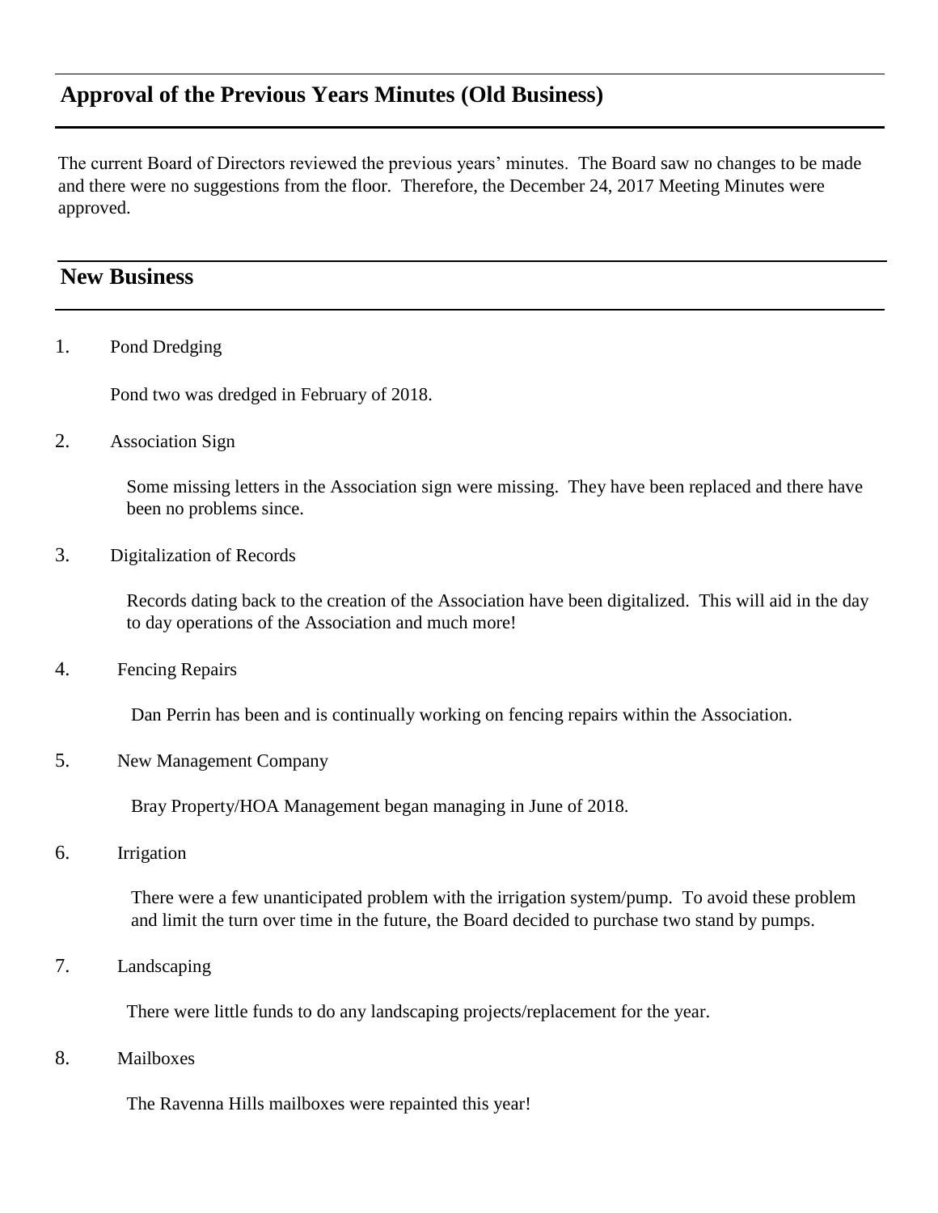## Approval of the Previous Years Minutes (Old Business)

The current Board of Directors reviewed the previous years' minutes. The Board saw no changes to be made and there were no suggestions from the floor. Therefore, the December 24, 2017 Meeting Minutes were approved.

## New Business

1. Pond Dredging

   Pond two was dredged in February of 2018.

2. Association Sign

   Some missing letters in the Association sign were missing. They have been replaced and there have been no problems since.

3. Digitalization of Records

   Records dating back to the creation of the Association have been digitalized. This will aid in the day to day operations of the Association and much more!

4. Fencing Repairs

   Dan Perrin has been and is continually working on fencing repairs within the Association.

5. New Management Company

   Bray Property/HOA Management began managing in June of 2018.

6. Irrigation

   There were a few unanticipated problem with the irrigation system/pump. To avoid these problem and limit the turn over time in the future, the Board decided to purchase two stand by pumps.

7. Landscaping

   There were little funds to do any landscaping projects/replacement for the year.

8. Mailboxes

   The Ravenna Hills mailboxes were repainted this year!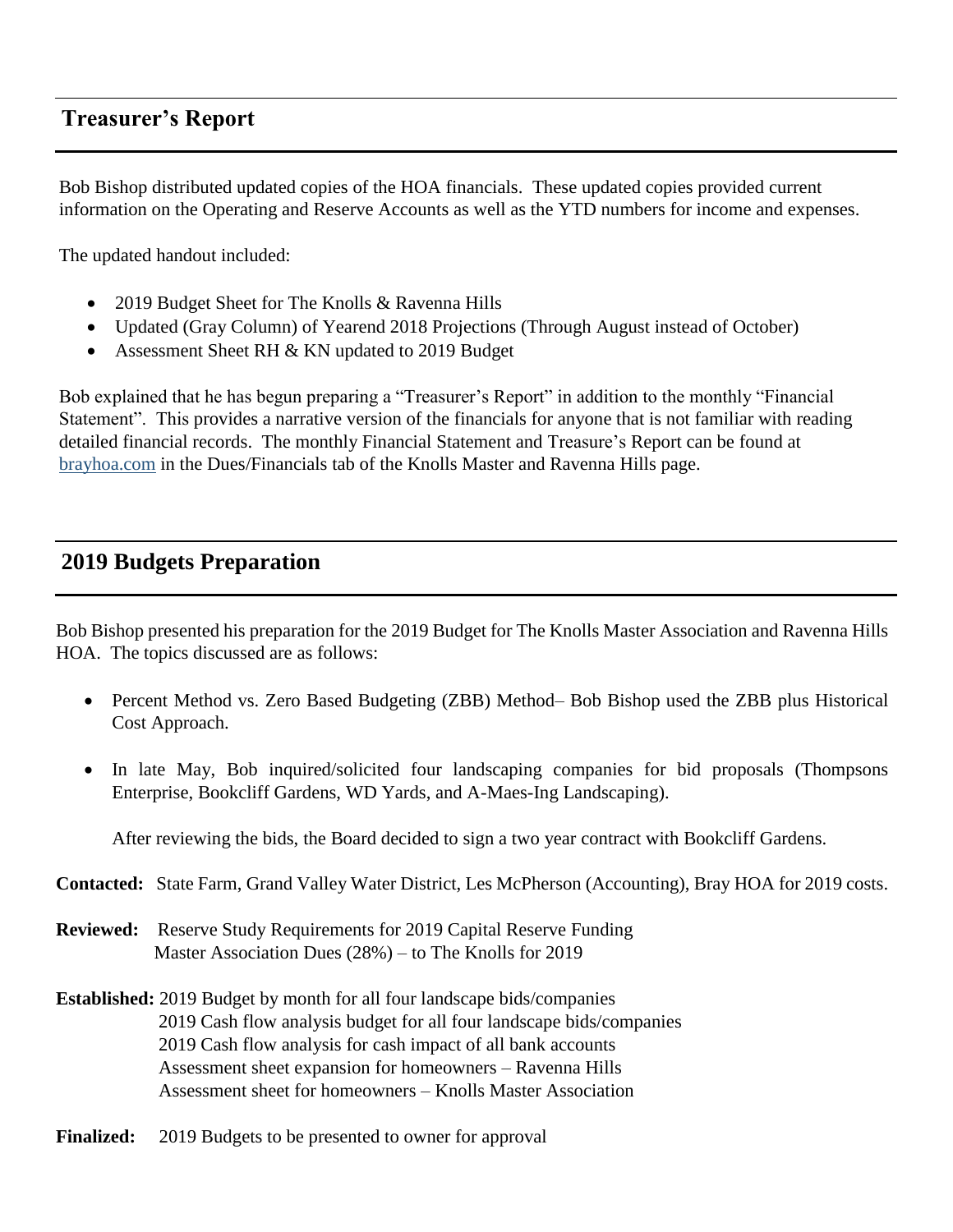## Treasurer's Report

Bob Bishop distributed updated copies of the HOA financials. These updated copies provided current information on the Operating and Reserve Accounts as well as the YTD numbers for income and expenses.

The updated handout included:

- 2019 Budget Sheet for The Knolls & Ravenna Hills
- Updated (Gray Column) of Yearend 2018 Projections (Through August instead of October)
- Assessment Sheet RH & KN updated to 2019 Budget

Bob explained that he has begun preparing a "Treasurer's Report" in addition to the monthly "Financial Statement". This provides a narrative version of the financials for anyone that is not familiar with reading detailed financial records. The monthly Financial Statement and Treasure's Report can be found at brayhoa.com in the Dues/Financials tab of the Knolls Master and Ravenna Hills page.

## 2019 Budgets Preparation

Bob Bishop presented his preparation for the 2019 Budget for The Knolls Master Association and Ravenna Hills HOA. The topics discussed are as follows:

- Percent Method vs. Zero Based Budgeting (ZBB) Method– Bob Bishop used the ZBB plus Historical Cost Approach.
- In late May, Bob inquired/solicited four landscaping companies for bid proposals (Thompsons Enterprise, Bookcliff Gardens, WD Yards, and A-Maes-Ing Landscaping).

  After reviewing the bids, the Board decided to sign a two year contract with Bookcliff Gardens.

**Contacted:** State Farm, Grand Valley Water District, Les McPherson (Accounting), Bray HOA for 2019 costs.

**Reviewed:** Reserve Study Requirements for 2019 Capital Reserve Funding
Master Association Dues (28%) – to The Knolls for 2019

**Established:** 2019 Budget by month for all four landscape bids/companies
2019 Cash flow analysis budget for all four landscape bids/companies
2019 Cash flow analysis for cash impact of all bank accounts
Assessment sheet expansion for homeowners – Ravenna Hills
Assessment sheet for homeowners – Knolls Master Association

**Finalized:** 2019 Budgets to be presented to owner for approval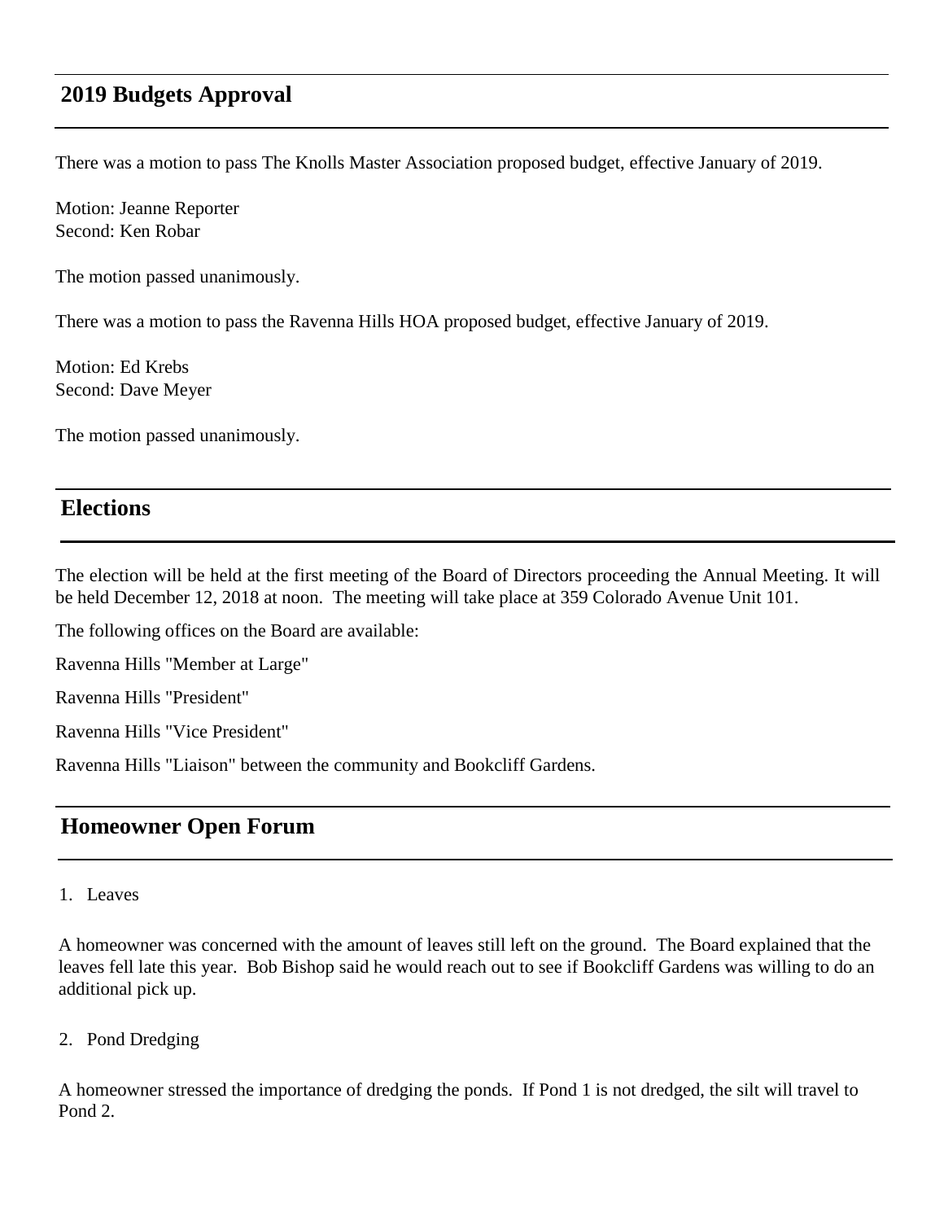## 2019 Budgets Approval

There was a motion to pass The Knolls Master Association proposed budget, effective January of 2019.

Motion: Jeanne Reporter
Second: Ken Robar

The motion passed unanimously.

There was a motion to pass the Ravenna Hills HOA proposed budget, effective January of 2019.

Motion: Ed Krebs
Second: Dave Meyer

The motion passed unanimously.

## Elections

The election will be held at the first meeting of the Board of Directors proceeding the Annual Meeting. It will be held December 12, 2018 at noon. The meeting will take place at 359 Colorado Avenue Unit 101.

The following offices on the Board are available:

Ravenna Hills "Member at Large"

Ravenna Hills "President"

Ravenna Hills "Vice President"

Ravenna Hills "Liaison" between the community and Bookcliff Gardens.

## Homeowner Open Forum

1. Leaves

A homeowner was concerned with the amount of leaves still left on the ground. The Board explained that the leaves fell late this year. Bob Bishop said he would reach out to see if Bookcliff Gardens was willing to do an additional pick up.

2. Pond Dredging

A homeowner stressed the importance of dredging the ponds. If Pond 1 is not dredged, the silt will travel to Pond 2.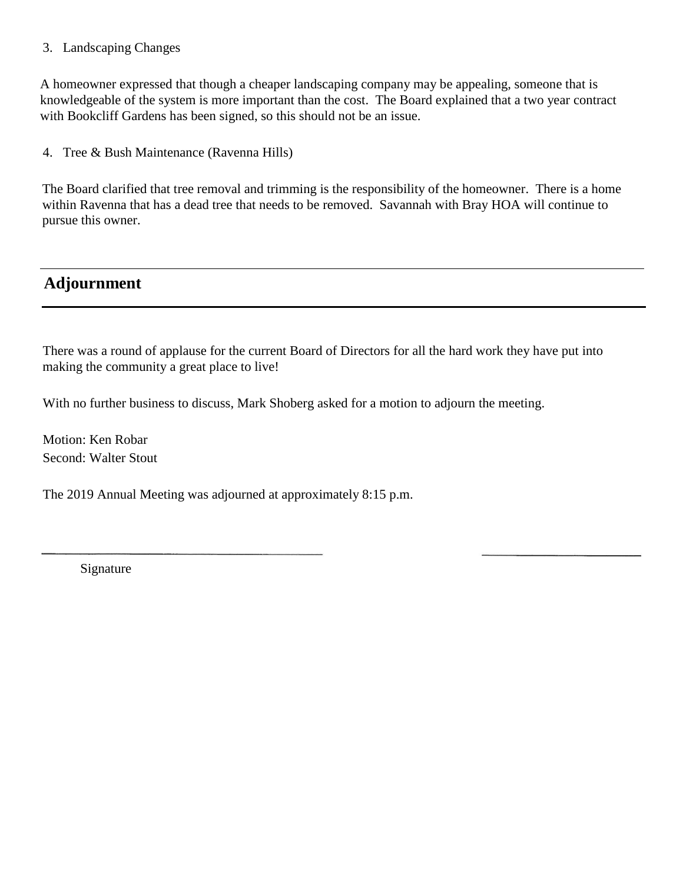3. Landscaping Changes

A homeowner expressed that though a cheaper landscaping company may be appealing, someone that is knowledgeable of the system is more important than the cost. The Board explained that a two year contract with Bookcliff Gardens has been signed, so this should not be an issue.

4. Tree & Bush Maintenance (Ravenna Hills)

The Board clarified that tree removal and trimming is the responsibility of the homeowner. There is a home within Ravenna that has a dead tree that needs to be removed. Savannah with Bray HOA will continue to pursue this owner.

## Adjournment

There was a round of applause for the current Board of Directors for all the hard work they have put into making the community a great place to live!

With no further business to discuss, Mark Shoberg asked for a motion to adjourn the meeting.

Motion: Ken Robar
Second: Walter Stout

The 2019 Annual Meeting was adjourned at approximately 8:15 p.m.

\_\_\_\_\_\_\_\_\_\_\_\_\_\_\_\_\_\_\_\_\_\_\_\_\_\_\_\_\_\_\_\_ \_\_\_\_\_\_\_\_\_\_\_\_\_\_\_\_\_\_

Signature